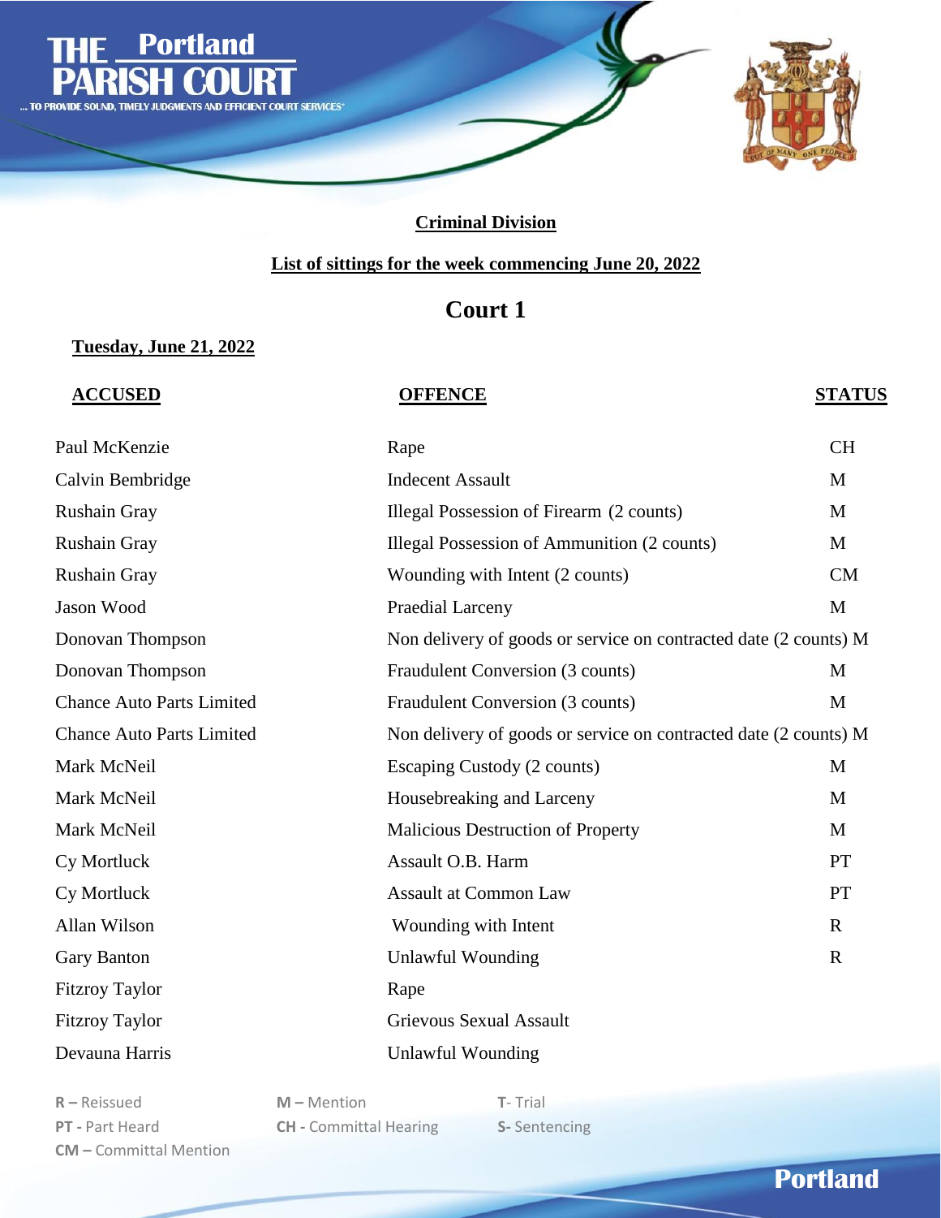# THE Portland PARISH COURT

... TO PROVIDE SOUND, TIMELY JUDGMENTS AND EFFICIENT COURT SERVICES

**Criminal Division**

**List of sittings for the week commencing June 20, 2022**

## Court 1

**Tuesday, June 21, 2022**

| ACCUSED | OFFENCE | STATUS |
|---|---|---|
| Paul McKenzie | Rape | CH |
| Calvin Bembridge | Indecent Assault | M |
| Rushain Gray | Illegal Possession of Firearm (2 counts) | M |
| Rushain Gray | Illegal Possession of Ammunition (2 counts) | M |
| Rushain Gray | Wounding with Intent (2 counts) | CM |
| Jason Wood | Praedial Larceny | M |
| Donovan Thompson | Non delivery of goods or service on contracted date (2 counts) | M |
| Donovan Thompson | Fraudulent Conversion (3 counts) | M |
| Chance Auto Parts Limited | Fraudulent Conversion (3 counts) | M |
| Chance Auto Parts Limited | Non delivery of goods or service on contracted date (2 counts) | M |
| Mark McNeil | Escaping Custody (2 counts) | M |
| Mark McNeil | Housebreaking and Larceny | M |
| Mark McNeil | Malicious Destruction of Property | M |
| Cy Mortluck | Assault O.B. Harm | PT |
| Cy Mortluck | Assault at Common Law | PT |
| Allan Wilson | Wounding with Intent | R |
| Gary Banton | Unlawful Wounding | R |
| Fitzroy Taylor | Rape | |
| Fitzroy Taylor | Grievous Sexual Assault | |
| Devauna Harris | Unlawful Wounding | |

**R** – Reissued
**PT** - Part Heard
**CM** – Committal Mention
**M** – Mention
**CH** - Committal Hearing
**T** - Trial
**S** - Sentencing

Portland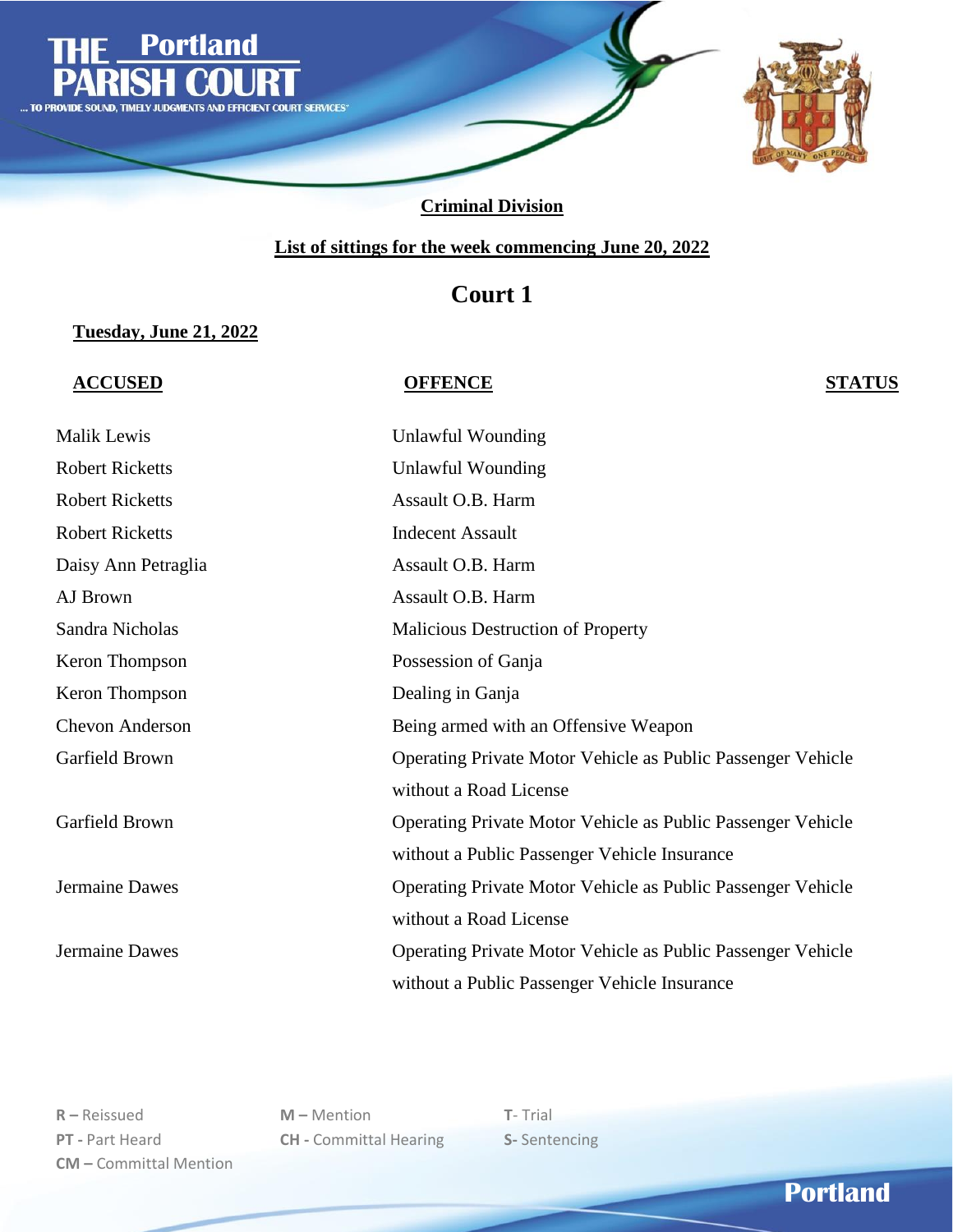# THE Portland PARISH COURT

... TO PROVIDE SOUND, TIMELY JUDGMENTS AND EFFICIENT COURT SERVICES

**Criminal Division**

**List of sittings for the week commencing June 20, 2022**

## Court 1

**Tuesday, June 21, 2022**

| ACCUSED | OFFENCE | STATUS |
|---|---|---|
| Malik Lewis | Unlawful Wounding | |
| Robert Ricketts | Unlawful Wounding | |
| Robert Ricketts | Assault O.B. Harm | |
| Robert Ricketts | Indecent Assault | |
| Daisy Ann Petraglia | Assault O.B. Harm | |
| AJ Brown | Assault O.B. Harm | |
| Sandra Nicholas | Malicious Destruction of Property | |
| Keron Thompson | Possession of Ganja | |
| Keron Thompson | Dealing in Ganja | |
| Chevon Anderson | Being armed with an Offensive Weapon | |
| Garfield Brown | Operating Private Motor Vehicle as Public Passenger Vehicle without a Road License | |
| Garfield Brown | Operating Private Motor Vehicle as Public Passenger Vehicle without a Public Passenger Vehicle Insurance | |
| Jermaine Dawes | Operating Private Motor Vehicle as Public Passenger Vehicle without a Road License | |
| Jermaine Dawes | Operating Private Motor Vehicle as Public Passenger Vehicle without a Public Passenger Vehicle Insurance | |

**R –** Reissued
**PT -** Part Heard
**CM –** Committal Mention
**M –** Mention
**CH -** Committal Hearing
**T-** Trial
**S-** Sentencing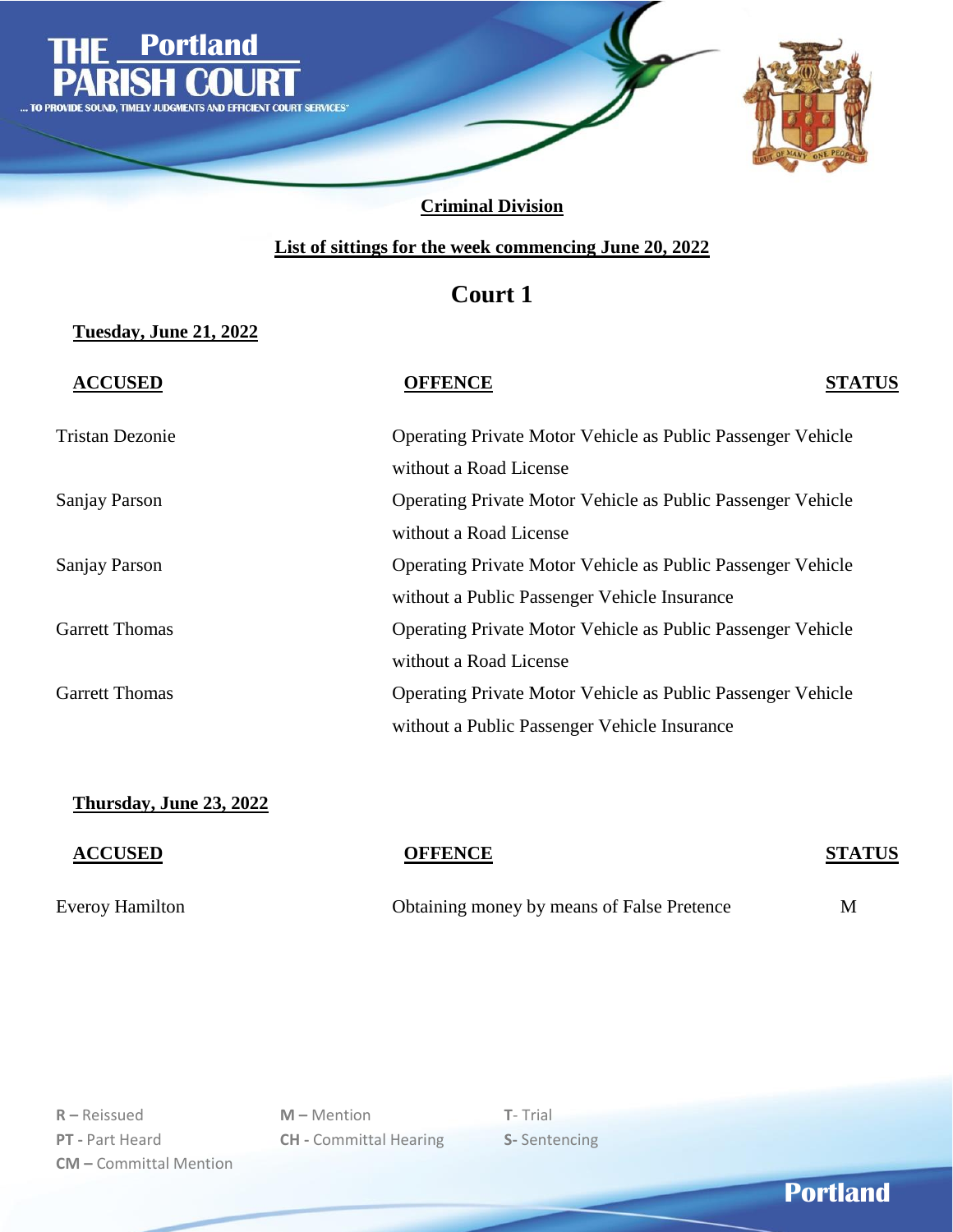# THE Portland PARISH COURT

... TO PROVIDE SOUND, TIMELY JUDGMENTS AND EFFICIENT COURT SERVICES

## Criminal Division

**List of sittings for the week commencing June 20, 2022**

## Court 1

**Tuesday, June 21, 2022**

| ACCUSED | OFFENCE | STATUS |
|---|---|---|
| Tristan Dezonie | Operating Private Motor Vehicle as Public Passenger Vehicle without a Road License | |
| Sanjay Parson | Operating Private Motor Vehicle as Public Passenger Vehicle without a Road License | |
| Sanjay Parson | Operating Private Motor Vehicle as Public Passenger Vehicle without a Public Passenger Vehicle Insurance | |
| Garrett Thomas | Operating Private Motor Vehicle as Public Passenger Vehicle without a Road License | |
| Garrett Thomas | Operating Private Motor Vehicle as Public Passenger Vehicle without a Public Passenger Vehicle Insurance | |

**Thursday, June 23, 2022**

| ACCUSED | OFFENCE | STATUS |
|---|---|---|
| Everoy Hamilton | Obtaining money by means of False Pretence | M |

**R –** Reissued
**PT -** Part Heard
**CM –** Committal Mention
**M –** Mention
**CH -** Committal Hearing
**T-** Trial
**S-** Sentencing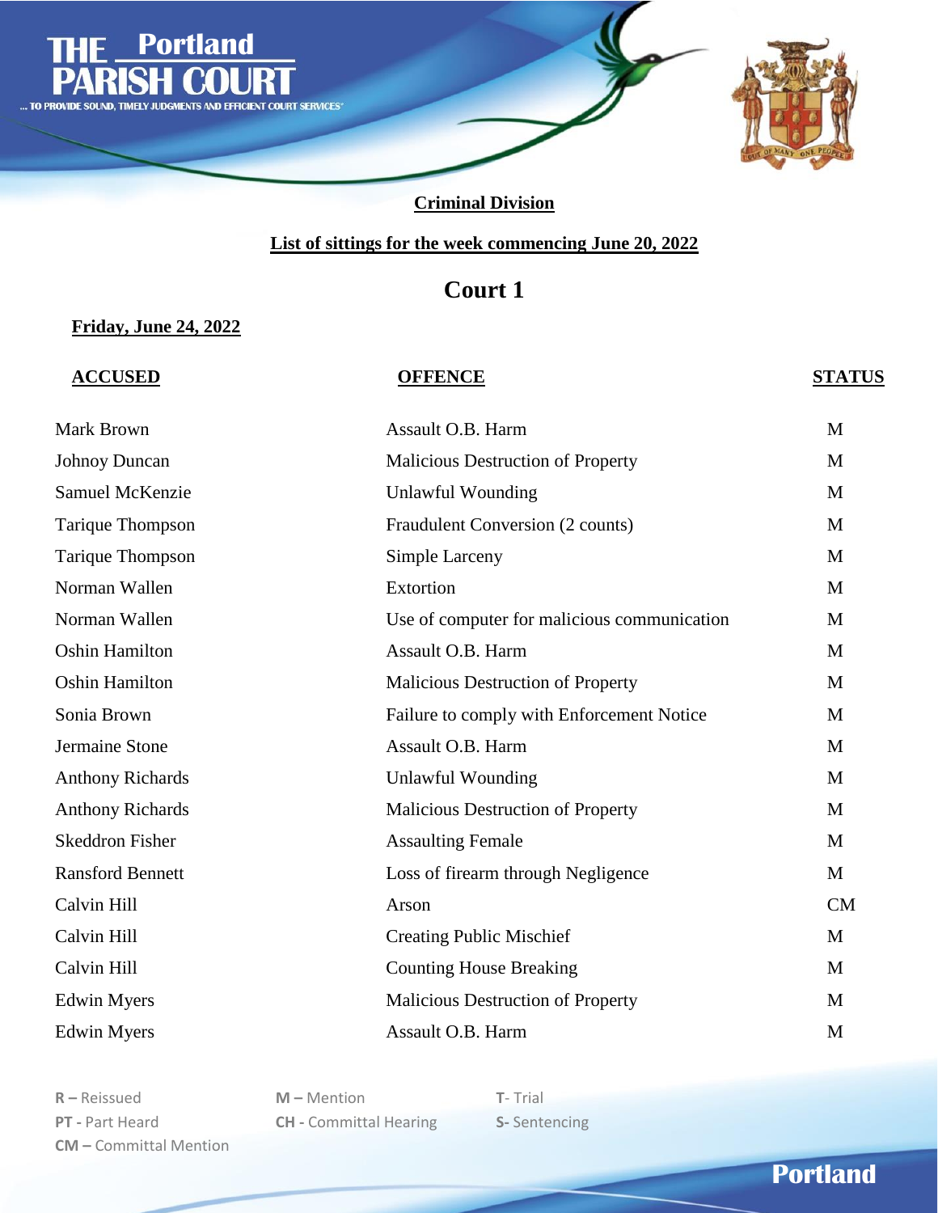# THE Portland PARISH COURT

... TO PROVIDE SOUND, TIMELY JUDGMENTS AND EFFICIENT COURT SERVICES

## Criminal Division

### List of sittings for the week commencing June 20, 2022

## Court 1

**Friday, June 24, 2022**

| ACCUSED | OFFENCE | STATUS |
|---|---|---|
| Mark Brown | Assault O.B. Harm | M |
| Johnoy Duncan | Malicious Destruction of Property | M |
| Samuel McKenzie | Unlawful Wounding | M |
| Tarique Thompson | Fraudulent Conversion (2 counts) | M |
| Tarique Thompson | Simple Larceny | M |
| Norman Wallen | Extortion | M |
| Norman Wallen | Use of computer for malicious communication | M |
| Oshin Hamilton | Assault O.B. Harm | M |
| Oshin Hamilton | Malicious Destruction of Property | M |
| Sonia Brown | Failure to comply with Enforcement Notice | M |
| Jermaine Stone | Assault O.B. Harm | M |
| Anthony Richards | Unlawful Wounding | M |
| Anthony Richards | Malicious Destruction of Property | M |
| Skeddron Fisher | Assaulting Female | M |
| Ransford Bennett | Loss of firearm through Negligence | M |
| Calvin Hill | Arson | CM |
| Calvin Hill | Creating Public Mischief | M |
| Calvin Hill | Counting House Breaking | M |
| Edwin Myers | Malicious Destruction of Property | M |
| Edwin Myers | Assault O.B. Harm | M |

**R –** Reissued
**PT -** Part Heard
**CM –** Committal Mention
**M –** Mention
**CH -** Committal Hearing
**T-** Trial
**S-** Sentencing

Portland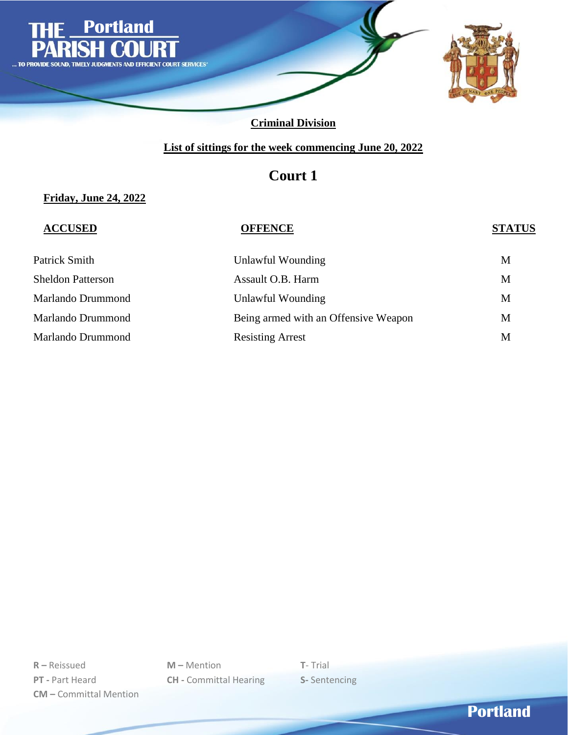# THE Portland PARISH COURT

... TO PROVIDE SOUND, TIMELY JUDGMENTS AND EFFICIENT COURT SERVICES"

## Criminal Division

### List of sittings for the week commencing June 20, 2022

## Court 1

**Friday, June 24, 2022**

| ACCUSED | OFFENCE | STATUS |
|---|---|---|
| Patrick Smith | Unlawful Wounding | M |
| Sheldon Patterson | Assault O.B. Harm | M |
| Marlando Drummond | Unlawful Wounding | M |
| Marlando Drummond | Being armed with an Offensive Weapon | M |
| Marlando Drummond | Resisting Arrest | M |

**R –** Reissued
**PT -** Part Heard
**CM –** Committal Mention
**M –** Mention
**CH -** Committal Hearing
**T**- Trial
**S-** Sentencing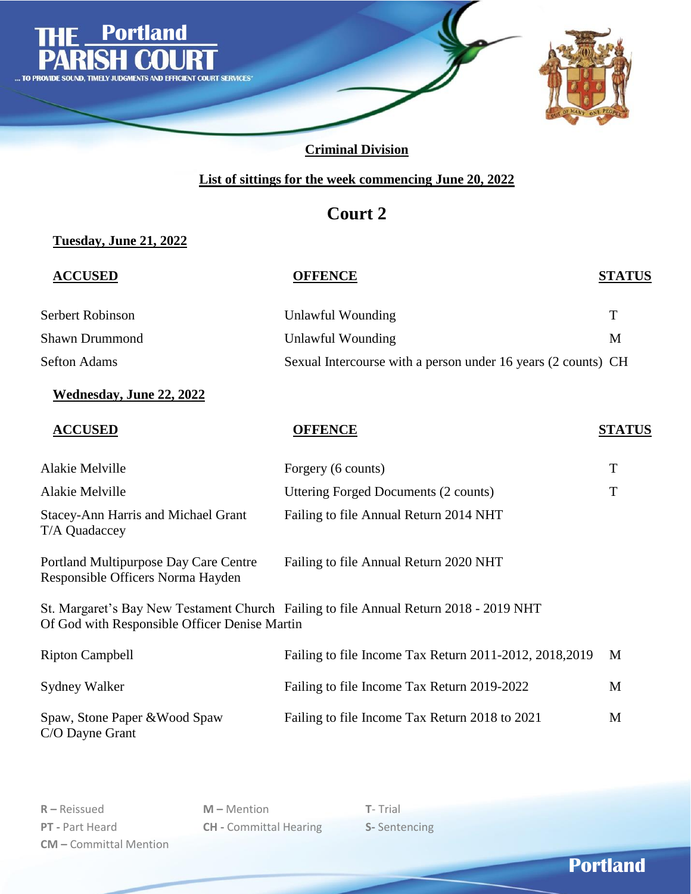# THE Portland PARISH COURT

... TO PROVIDE SOUND, TIMELY JUDGMENTS AND EFFICIENT COURT SERVICES"

**Criminal Division**

**List of sittings for the week commencing June 20, 2022**

## Court 2

**Tuesday, June 21, 2022**

| ACCUSED | OFFENCE | STATUS |
|---|---|---|
| Serbert Robinson | Unlawful Wounding | T |
| Shawn Drummond | Unlawful Wounding | M |
| Sefton Adams | Sexual Intercourse with a person under 16 years (2 counts) | CH |

**Wednesday, June 22, 2022**

| ACCUSED | OFFENCE | STATUS |
|---|---|---|
| Alakie Melville | Forgery (6 counts) | T |
| Alakie Melville | Uttering Forged Documents (2 counts) | T |
| Stacey-Ann Harris and Michael Grant T/A Quadaccey | Failing to file Annual Return 2014 NHT | |
| Portland Multipurpose Day Care Centre Responsible Officers Norma Hayden | Failing to file Annual Return 2020 NHT | |
| St. Margaret's Bay New Testament Church Of God with Responsible Officer Denise Martin | Failing to file Annual Return 2018 - 2019 NHT | |
| Ripton Campbell | Failing to file Income Tax Return 2011-2012, 2018,2019 | M |
| Sydney Walker | Failing to file Income Tax Return 2019-2022 | M |
| Spaw, Stone Paper &Wood Spaw C/O Dayne Grant | Failing to file Income Tax Return 2018 to 2021 | M |

**R –** Reissued
**PT -** Part Heard
**CM –** Committal Mention
**M –** Mention
**CH -** Committal Hearing
**T-** Trial
**S-** Sentencing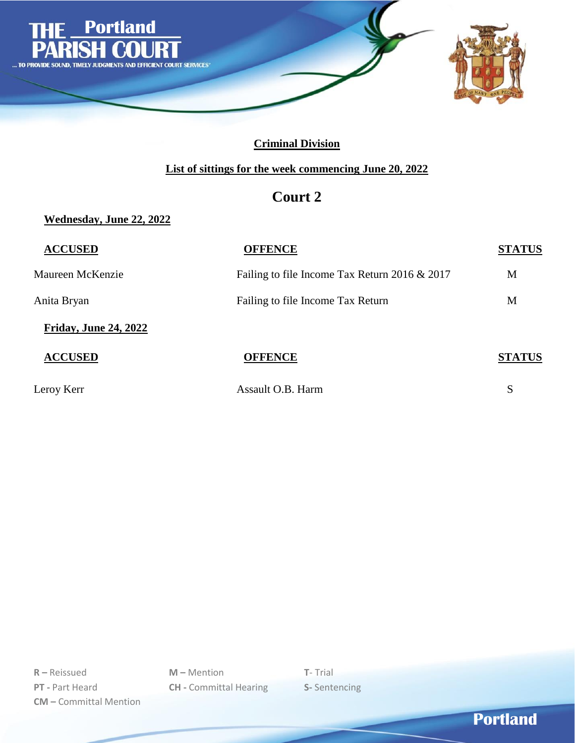# THE Portland PARISH COURT

... TO PROVIDE SOUND, TIMELY JUDGMENTS AND EFFICIENT COURT SERVICES

**Criminal Division**

**List of sittings for the week commencing June 20, 2022**

## Court 2

**Wednesday, June 22, 2022**

| ACCUSED | OFFENCE | STATUS |
|---|---|---|
| Maureen McKenzie | Failing to file Income Tax Return 2016 & 2017 | M |
| Anita Bryan | Failing to file Income Tax Return | M |

**Friday, June 24, 2022**

| ACCUSED | OFFENCE | STATUS |
|---|---|---|
| Leroy Kerr | Assault O.B. Harm | S |

**R –** Reissued
**PT -** Part Heard
**CM –** Committal Mention
**M –** Mention
**CH -** Committal Hearing
**T**- Trial
**S-** Sentencing

Portland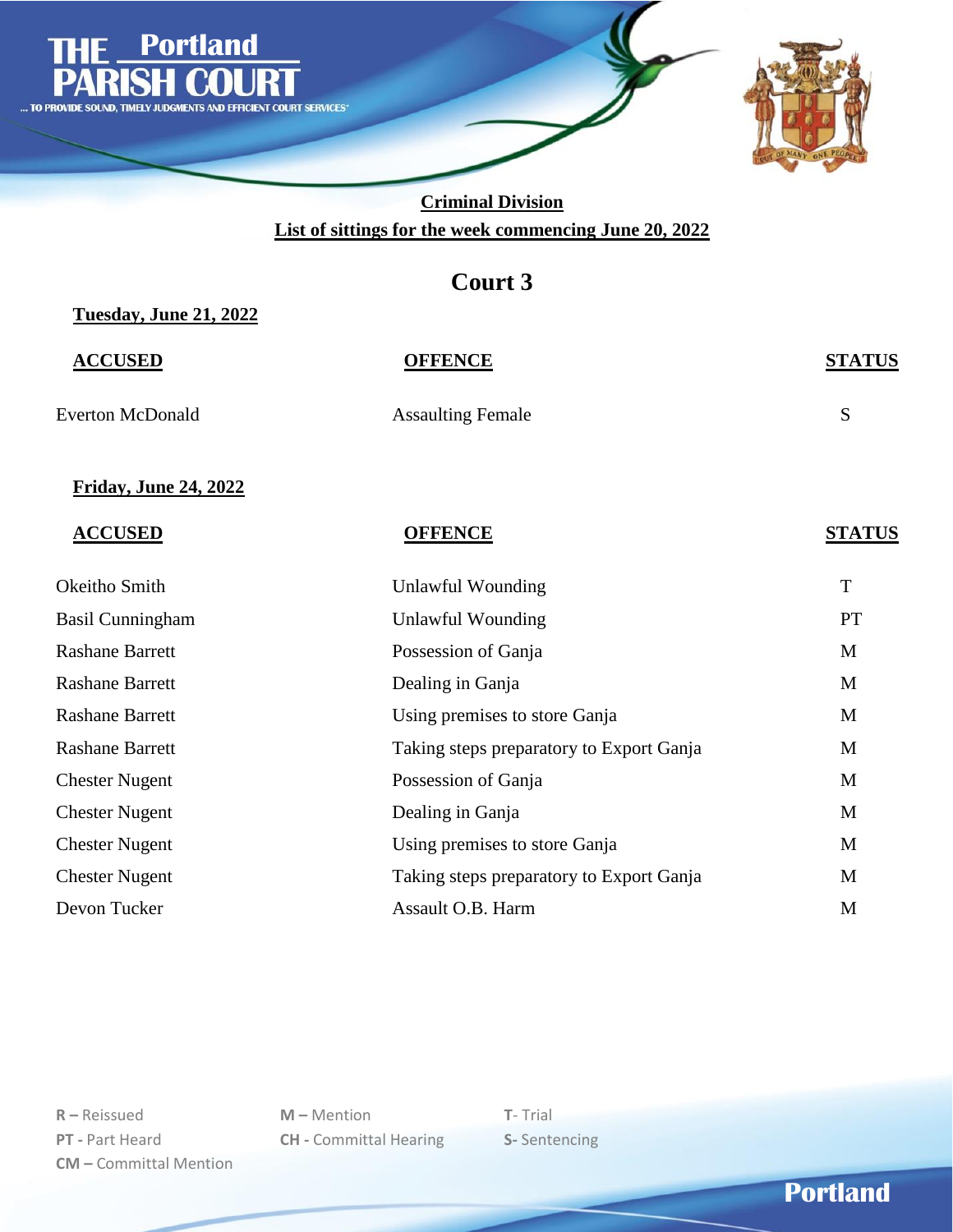# THE Portland PARISH COURT

... TO PROVIDE SOUND, TIMELY JUDGMENTS AND EFFICIENT COURT SERVICES

**Criminal Division**

**List of sittings for the week commencing June 20, 2022**

## Court 3

**Tuesday, June 21, 2022**

| ACCUSED | OFFENCE | STATUS |
|---|---|---|
| Everton McDonald | Assaulting Female | S |

**Friday, June 24, 2022**

| ACCUSED | OFFENCE | STATUS |
|---|---|---|
| Okeitho Smith | Unlawful Wounding | T |
| Basil Cunningham | Unlawful Wounding | PT |
| Rashane Barrett | Possession of Ganja | M |
| Rashane Barrett | Dealing in Ganja | M |
| Rashane Barrett | Using premises to store Ganja | M |
| Rashane Barrett | Taking steps preparatory to Export Ganja | M |
| Chester Nugent | Possession of Ganja | M |
| Chester Nugent | Dealing in Ganja | M |
| Chester Nugent | Using premises to store Ganja | M |
| Chester Nugent | Taking steps preparatory to Export Ganja | M |
| Devon Tucker | Assault O.B. Harm | M |

**R –** Reissued
**PT -** Part Heard
**CM –** Committal Mention
**M –** Mention
**CH -** Committal Hearing
**T-** Trial
**S-** Sentencing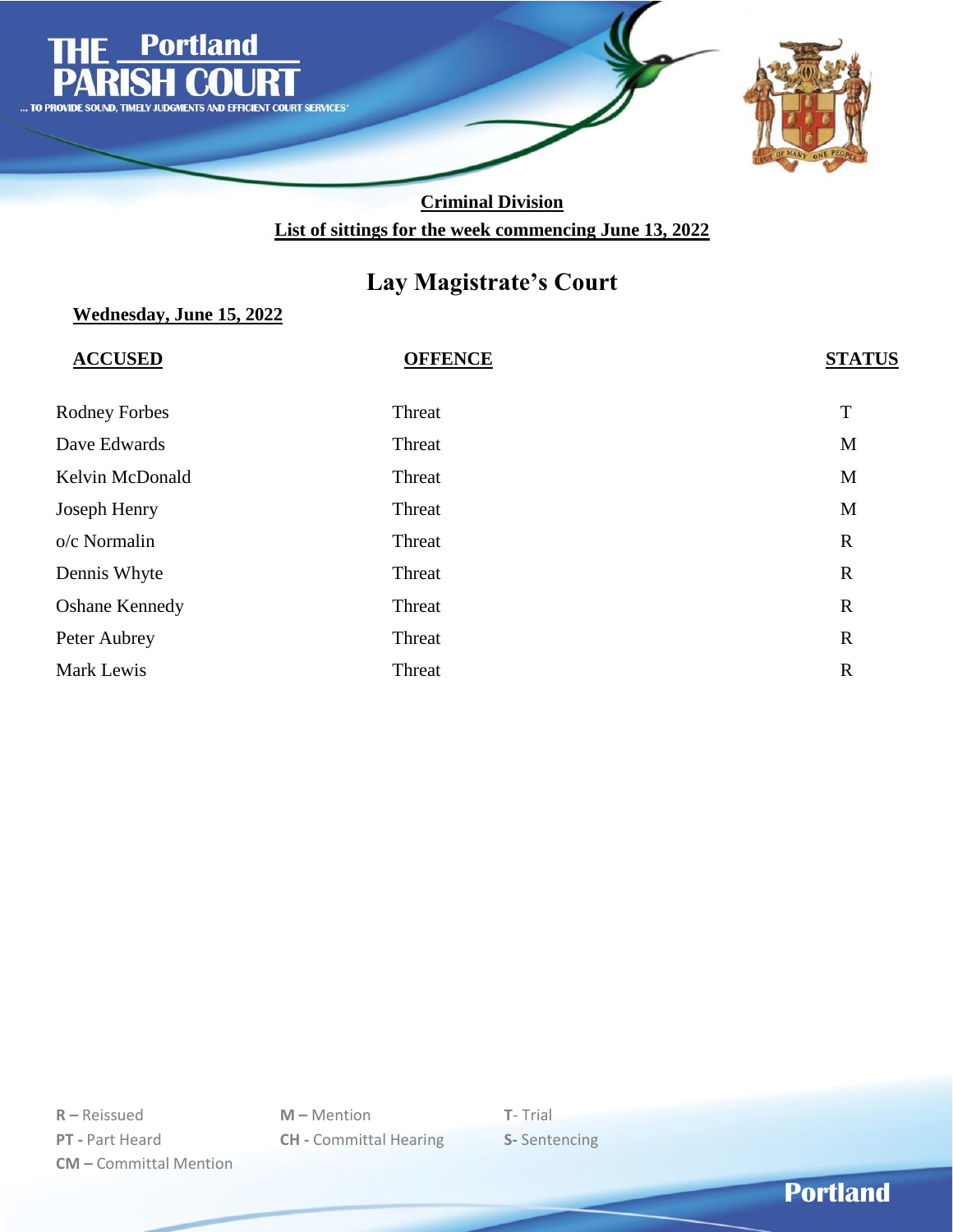# THE Portland PARISH COURT

... TO PROVIDE SOUND, TIMELY JUDGMENTS AND EFFICIENT COURT SERVICES"

**Criminal Division**

**List of sittings for the week commencing June 13, 2022**

## Lay Magistrate's Court

**Wednesday, June 15, 2022**

| ACCUSED | OFFENCE | STATUS |
|---|---|---|
| Rodney Forbes | Threat | T |
| Dave Edwards | Threat | M |
| Kelvin McDonald | Threat | M |
| Joseph Henry | Threat | M |
| o/c Normalin | Threat | R |
| Dennis Whyte | Threat | R |
| Oshane Kennedy | Threat | R |
| Peter Aubrey | Threat | R |
| Mark Lewis | Threat | R |

**R –** Reissued
**PT -** Part Heard
**CM –** Committal Mention
**M –** Mention
**CH -** Committal Hearing
**T**- Trial
**S-** Sentencing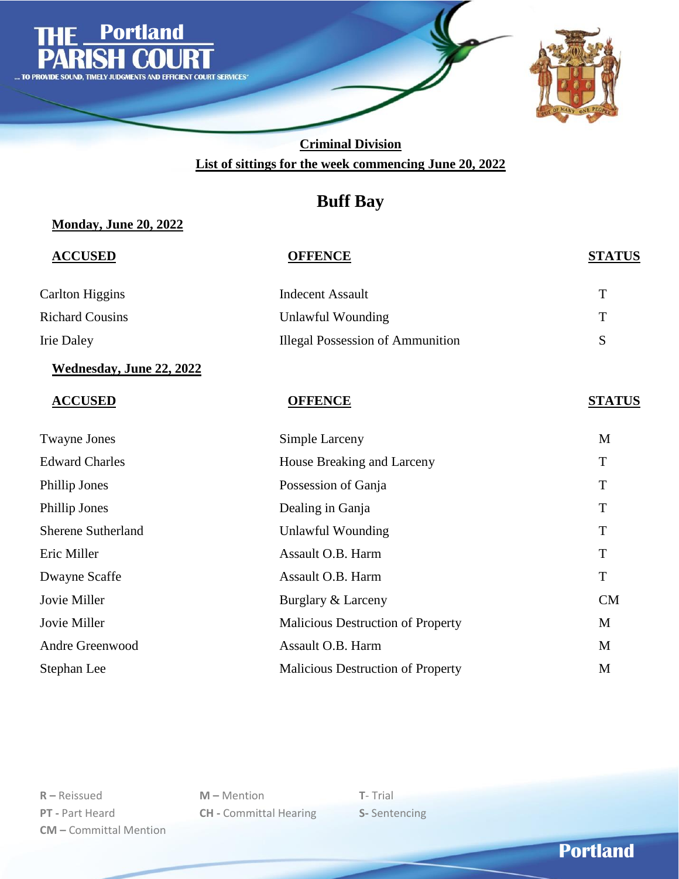# THE Portland PARISH COURT

... TO PROVIDE SOUND, TIMELY JUDGMENTS AND EFFICIENT COURT SERVICES"

**Criminal Division**

**List of sittings for the week commencing June 20, 2022**

## Buff Bay

**Monday, June 20, 2022**

| ACCUSED | OFFENCE | STATUS |
|---|---|---|
| Carlton Higgins | Indecent Assault | T |
| Richard Cousins | Unlawful Wounding | T |
| Irie Daley | Illegal Possession of Ammunition | S |

**Wednesday, June 22, 2022**

| ACCUSED | OFFENCE | STATUS |
|---|---|---|
| Twayne Jones | Simple Larceny | M |
| Edward Charles | House Breaking and Larceny | T |
| Phillip Jones | Possession of Ganja | T |
| Phillip Jones | Dealing in Ganja | T |
| Sherene Sutherland | Unlawful Wounding | T |
| Eric Miller | Assault O.B. Harm | T |
| Dwayne Scaffe | Assault O.B. Harm | T |
| Jovie Miller | Burglary & Larceny | CM |
| Jovie Miller | Malicious Destruction of Property | M |
| Andre Greenwood | Assault O.B. Harm | M |
| Stephan Lee | Malicious Destruction of Property | M |

**R –** Reissued
**PT -** Part Heard
**CM –** Committal Mention
**M –** Mention
**CH -** Committal Hearing
**T-** Trial
**S-** Sentencing

Portland